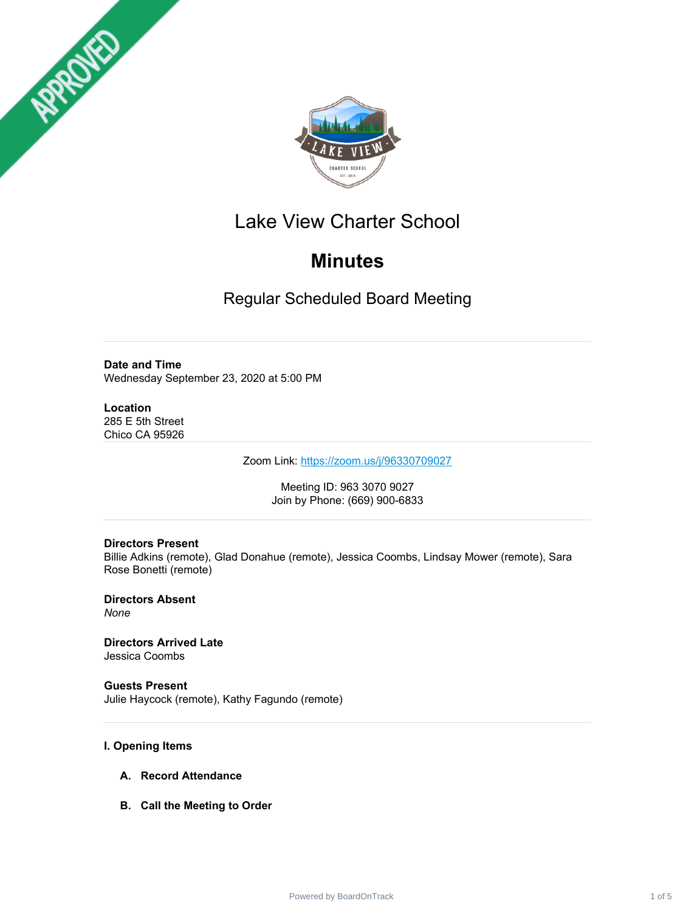# Lake View Charter School

## Minutes

### Regular Scheduled Board Meeting

---

**Date and Time**
Wednesday September 23, 2020 at 5:00 PM

**Location**
285 E 5th Street
Chico CA 95926

---

Zoom Link: https://zoom.us/j/96330709027

Meeting ID: 963 3070 9027
Join by Phone: (669) 900-6833

---

**Directors Present**
Billie Adkins (remote), Glad Donahue (remote), Jessica Coombs, Lindsay Mower (remote), Sara Rose Bonetti (remote)

**Directors Absent**
*None*

**Directors Arrived Late**
Jessica Coombs

**Guests Present**
Julie Haycock (remote), Kathy Fagundo (remote)

---

**I. Opening Items**

**A. Record Attendance**

**B. Call the Meeting to Order**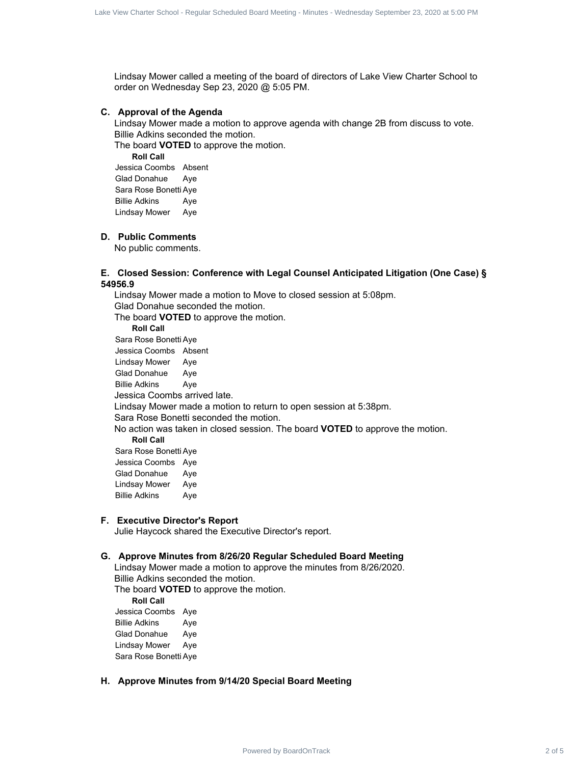Lindsay Mower called a meeting of the board of directors of Lake View Charter School to order on Wednesday Sep 23, 2020 @ 5:05 PM.

### C. Approval of the Agenda

Lindsay Mower made a motion to approve agenda with change 2B from discuss to vote.
Billie Adkins seconded the motion.
The board **VOTED** to approve the motion.

**Roll Call**

| | |
|---|---|
| Jessica Coombs | Absent |
| Glad Donahue | Aye |
| Sara Rose Bonetti | Aye |
| Billie Adkins | Aye |
| Lindsay Mower | Aye |

### D. Public Comments

No public comments.

### E. Closed Session: Conference with Legal Counsel Anticipated Litigation (One Case) § 54956.9

Lindsay Mower made a motion to Move to closed session at 5:08pm.
Glad Donahue seconded the motion.
The board **VOTED** to approve the motion.

**Roll Call**

| | |
|---|---|
| Sara Rose Bonetti | Aye |
| Jessica Coombs | Absent |
| Lindsay Mower | Aye |
| Glad Donahue | Aye |
| Billie Adkins | Aye |

Jessica Coombs arrived late.
Lindsay Mower made a motion to return to open session at 5:38pm.
Sara Rose Bonetti seconded the motion.
No action was taken in closed session. The board **VOTED** to approve the motion.

**Roll Call**

| | |
|---|---|
| Sara Rose Bonetti | Aye |
| Jessica Coombs | Aye |
| Glad Donahue | Aye |
| Lindsay Mower | Aye |
| Billie Adkins | Aye |

### F. Executive Director's Report

Julie Haycock shared the Executive Director's report.

### G. Approve Minutes from 8/26/20 Regular Scheduled Board Meeting

Lindsay Mower made a motion to approve the minutes from 8/26/2020.
Billie Adkins seconded the motion.
The board **VOTED** to approve the motion.

**Roll Call**

| | |
|---|---|
| Jessica Coombs | Aye |
| Billie Adkins | Aye |
| Glad Donahue | Aye |
| Lindsay Mower | Aye |
| Sara Rose Bonetti | Aye |

### H. Approve Minutes from 9/14/20 Special Board Meeting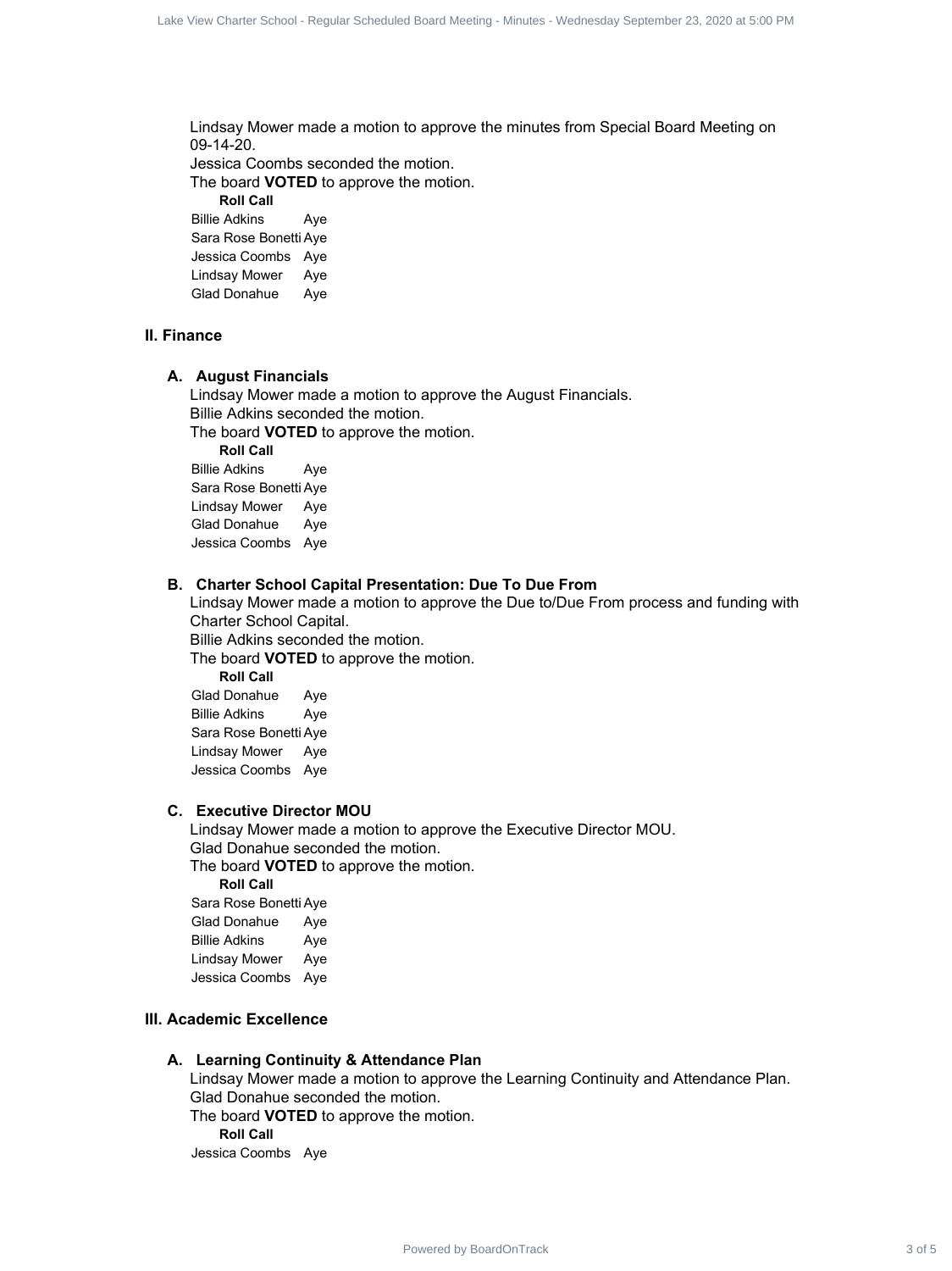Lindsay Mower made a motion to approve the minutes from Special Board Meeting on 09-14-20.
Jessica Coombs seconded the motion.
The board **VOTED** to approve the motion.

**Roll Call**

| | |
|---|---|
| Billie Adkins | Aye |
| Sara Rose Bonetti | Aye |
| Jessica Coombs | Aye |
| Lindsay Mower | Aye |
| Glad Donahue | Aye |

## II. Finance

### A. August Financials

Lindsay Mower made a motion to approve the August Financials.
Billie Adkins seconded the motion.
The board **VOTED** to approve the motion.

**Roll Call**

| | |
|---|---|
| Billie Adkins | Aye |
| Sara Rose Bonetti | Aye |
| Lindsay Mower | Aye |
| Glad Donahue | Aye |
| Jessica Coombs | Aye |

### B. Charter School Capital Presentation: Due To Due From

Lindsay Mower made a motion to approve the Due to/Due From process and funding with Charter School Capital.
Billie Adkins seconded the motion.
The board **VOTED** to approve the motion.

**Roll Call**

| | |
|---|---|
| Glad Donahue | Aye |
| Billie Adkins | Aye |
| Sara Rose Bonetti | Aye |
| Lindsay Mower | Aye |
| Jessica Coombs | Aye |

### C. Executive Director MOU

Lindsay Mower made a motion to approve the Executive Director MOU.
Glad Donahue seconded the motion.
The board **VOTED** to approve the motion.

**Roll Call**

| | |
|---|---|
| Sara Rose Bonetti | Aye |
| Glad Donahue | Aye |
| Billie Adkins | Aye |
| Lindsay Mower | Aye |
| Jessica Coombs | Aye |

## III. Academic Excellence

### A. Learning Continuity & Attendance Plan

Lindsay Mower made a motion to approve the Learning Continuity and Attendance Plan.
Glad Donahue seconded the motion.
The board **VOTED** to approve the motion.

**Roll Call**

| | |
|---|---|
| Jessica Coombs | Aye |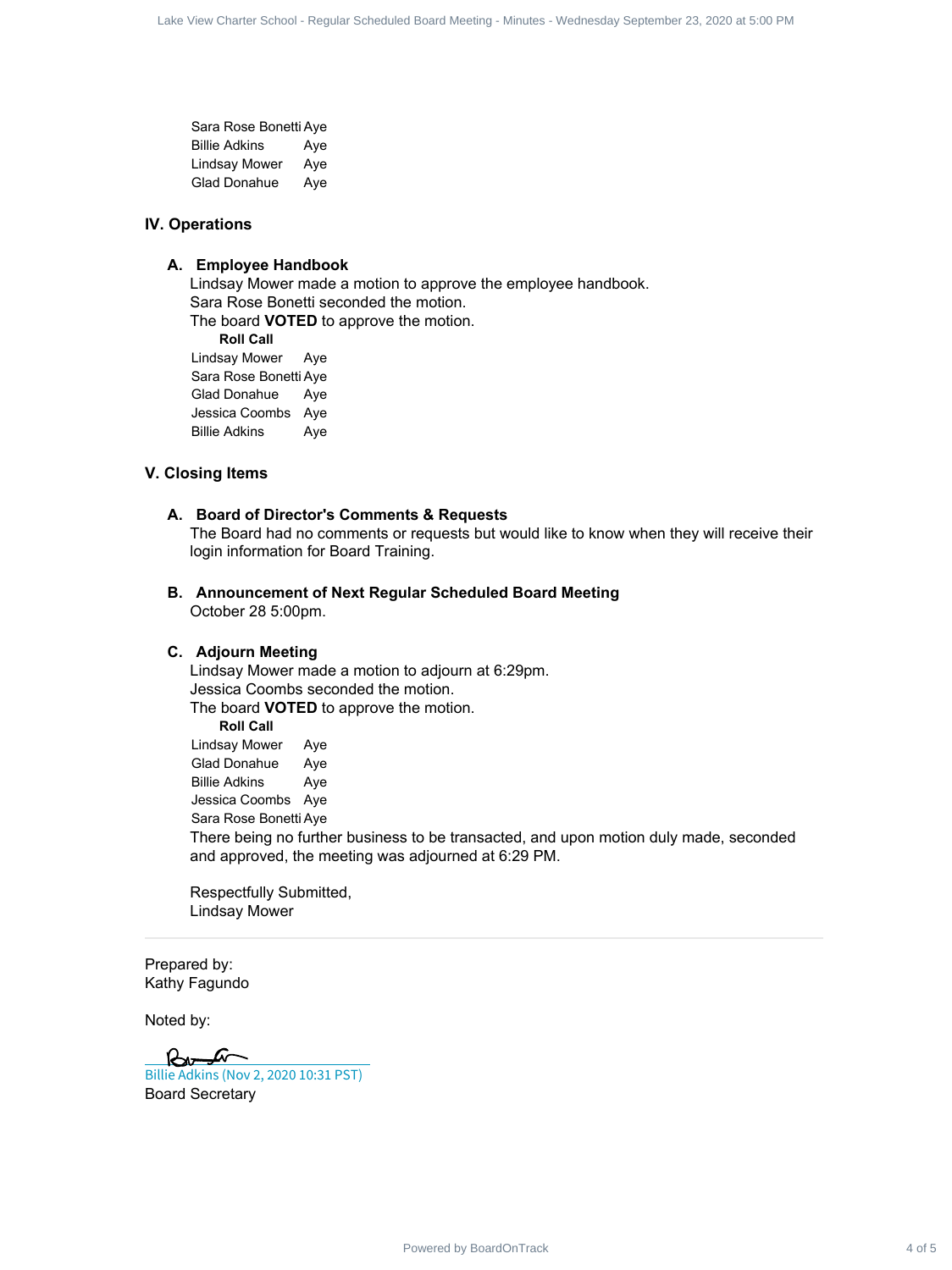| | |
|---|---|
| Sara Rose Bonetti | Aye |
| Billie Adkins | Aye |
| Lindsay Mower | Aye |
| Glad Donahue | Aye |

## IV. Operations

### A. Employee Handbook

Lindsay Mower made a motion to approve the employee handbook.
Sara Rose Bonetti seconded the motion.
The board **VOTED** to approve the motion.

**Roll Call**

| | |
|---|---|
| Lindsay Mower | Aye |
| Sara Rose Bonetti | Aye |
| Glad Donahue | Aye |
| Jessica Coombs | Aye |
| Billie Adkins | Aye |

## V. Closing Items

### A. Board of Director's Comments & Requests

The Board had no comments or requests but would like to know when they will receive their login information for Board Training.

### B. Announcement of Next Regular Scheduled Board Meeting

October 28 5:00pm.

### C. Adjourn Meeting

Lindsay Mower made a motion to adjourn at 6:29pm.
Jessica Coombs seconded the motion.
The board **VOTED** to approve the motion.

**Roll Call**

| | |
|---|---|
| Lindsay Mower | Aye |
| Glad Donahue | Aye |
| Billie Adkins | Aye |
| Jessica Coombs | Aye |
| Sara Rose Bonetti | Aye |

There being no further business to be transacted, and upon motion duly made, seconded and approved, the meeting was adjourned at 6:29 PM.

Respectfully Submitted,
Lindsay Mower

---

Prepared by:
Kathy Fagundo

Noted by:

Billie Adkins (Nov 2, 2020 10:31 PST)
Board Secretary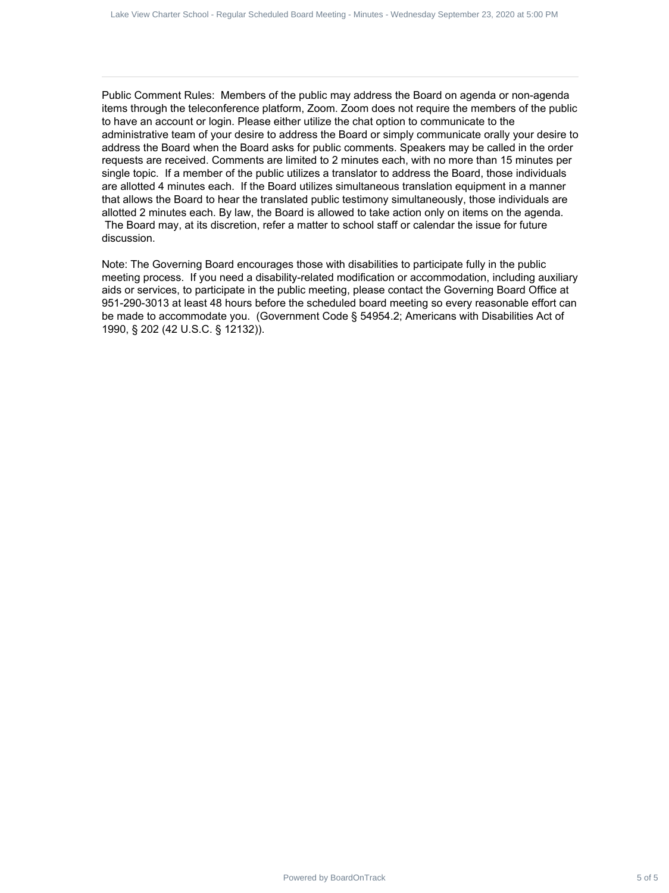Public Comment Rules: Members of the public may address the Board on agenda or non-agenda items through the teleconference platform, Zoom. Zoom does not require the members of the public to have an account or login. Please either utilize the chat option to communicate to the administrative team of your desire to address the Board or simply communicate orally your desire to address the Board when the Board asks for public comments. Speakers may be called in the order requests are received. Comments are limited to 2 minutes each, with no more than 15 minutes per single topic. If a member of the public utilizes a translator to address the Board, those individuals are allotted 4 minutes each. If the Board utilizes simultaneous translation equipment in a manner that allows the Board to hear the translated public testimony simultaneously, those individuals are allotted 2 minutes each. By law, the Board is allowed to take action only on items on the agenda. The Board may, at its discretion, refer a matter to school staff or calendar the issue for future discussion.

Note: The Governing Board encourages those with disabilities to participate fully in the public meeting process. If you need a disability-related modification or accommodation, including auxiliary aids or services, to participate in the public meeting, please contact the Governing Board Office at 951-290-3013 at least 48 hours before the scheduled board meeting so every reasonable effort can be made to accommodate you. (Government Code § 54954.2; Americans with Disabilities Act of 1990, § 202 (42 U.S.C. § 12132)).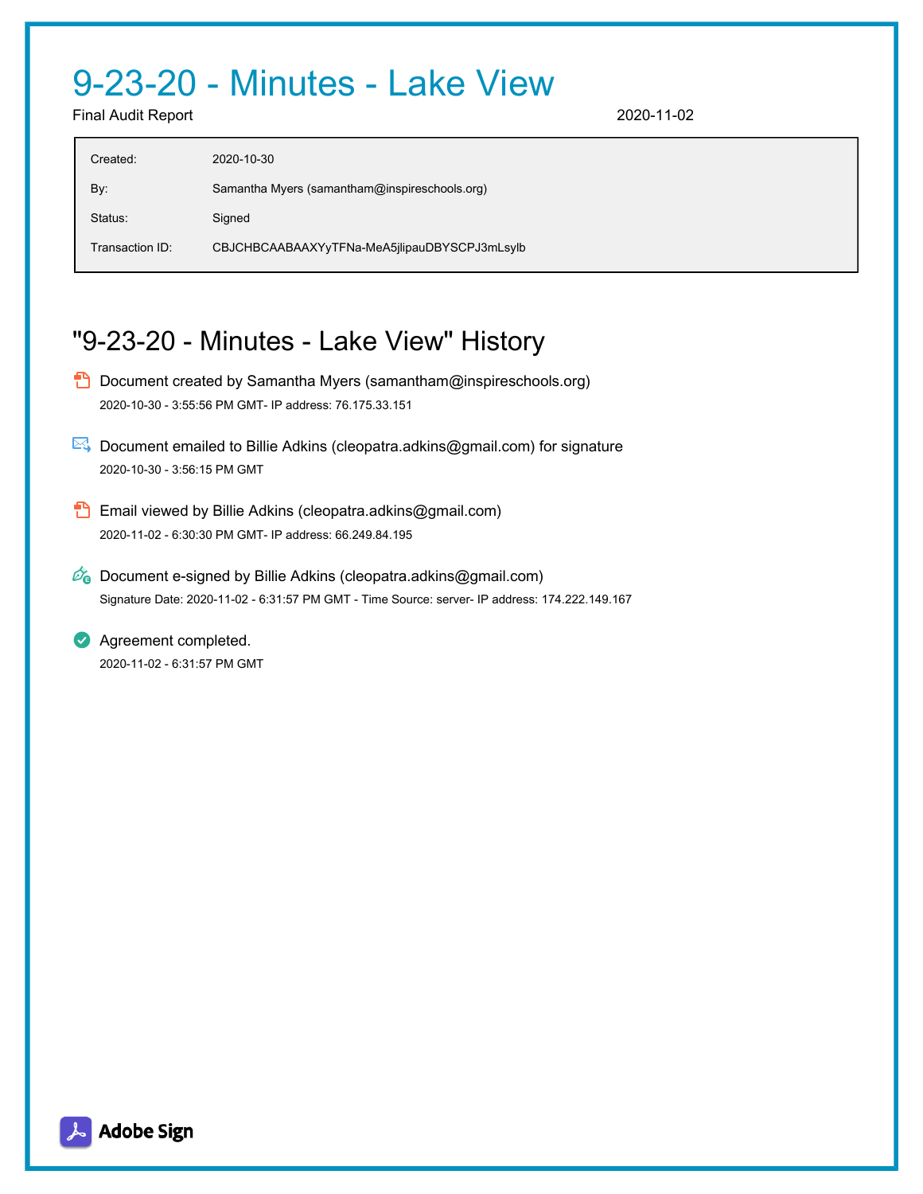# 9-23-20 - Minutes - Lake View

Final Audit Report 2020-11-02

| | |
|---|---|
| Created: | 2020-10-30 |
| By: | Samantha Myers (samantham@inspireschools.org) |
| Status: | Signed |
| Transaction ID: | CBJCHBCAABAAXYyTFNa-MeA5jlipauDBYSCPJ3mLsylb |

## "9-23-20 - Minutes - Lake View" History

- Document created by Samantha Myers (samantham@inspireschools.org)
  2020-10-30 - 3:55:56 PM GMT- IP address: 76.175.33.151

- Document emailed to Billie Adkins (cleopatra.adkins@gmail.com) for signature
  2020-10-30 - 3:56:15 PM GMT

- Email viewed by Billie Adkins (cleopatra.adkins@gmail.com)
  2020-11-02 - 6:30:30 PM GMT- IP address: 66.249.84.195

- Document e-signed by Billie Adkins (cleopatra.adkins@gmail.com)
  Signature Date: 2020-11-02 - 6:31:57 PM GMT - Time Source: server- IP address: 174.222.149.167

- Agreement completed.
  2020-11-02 - 6:31:57 PM GMT

Adobe Sign